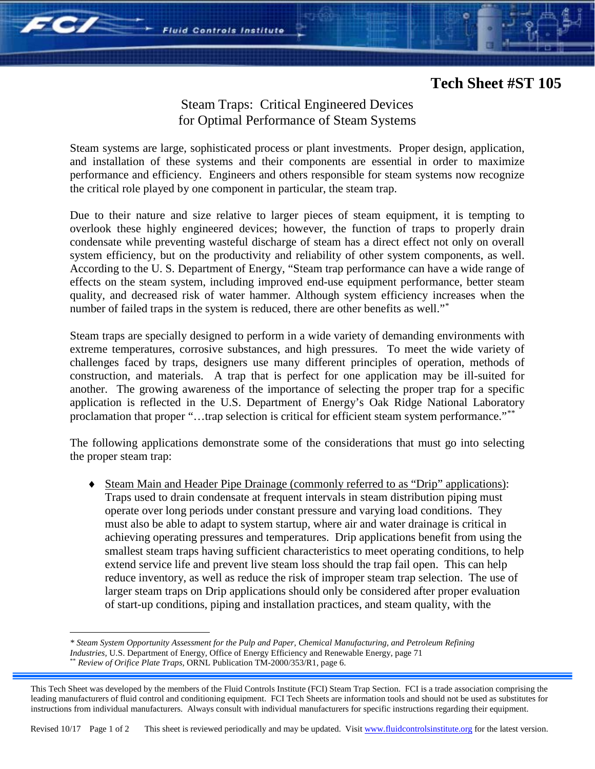# Tech Sheet #ST 105

## Steam Traps: Critical Engineered Devices for Optimal Performance of Steam Systems

Steam systems are large, sophisticated process or plant investments. Proper design, application, and installation of these systems and their components are essential in order to maximize performance and efficiency. Engineers and others responsible for steam systems now recognize the critical role played by one component in particular, the steam trap.

Due to their nature and size relative to larger pieces of steam equipment, it is tempting to overlook these highly engineered devices; however, the function of traps to properly drain condensate while preventing wasteful discharge of steam has a direct effect not only on overall system efficiency, but on the productivity and reliability of other system components, as well. According to the U. S. Department of Energy, "Steam trap performance can have a wide range of effects on the steam system, including improved end-use equipment performance, better steam quality, and decreased risk of water hammer. Although system efficiency increases when the number of failed traps in the system is reduced, there are other benefits as well."[*]

Steam traps are specially designed to perform in a wide variety of demanding environments with extreme temperatures, corrosive substances, and high pressures. To meet the wide variety of challenges faced by traps, designers use many different principles of operation, methods of construction, and materials. A trap that is perfect for one application may be ill-suited for another. The growing awareness of the importance of selecting the proper trap for a specific application is reflected in the U.S. Department of Energy's Oak Ridge National Laboratory proclamation that proper "…trap selection is critical for efficient steam system performance."[**]

The following applications demonstrate some of the considerations that must go into selecting the proper steam trap:

- Steam Main and Header Pipe Drainage (commonly referred to as "Drip" applications): Traps used to drain condensate at frequent intervals in steam distribution piping must operate over long periods under constant pressure and varying load conditions. They must also be able to adapt to system startup, where air and water drainage is critical in achieving operating pressures and temperatures. Drip applications benefit from using the smallest steam traps having sufficient characteristics to meet operating conditions, to help extend service life and prevent live steam loss should the trap fail open. This can help reduce inventory, as well as reduce the risk of improper steam trap selection. The use of larger steam traps on Drip applications should only be considered after proper evaluation of start-up conditions, piping and installation practices, and steam quality, with the

---

\* *Steam System Opportunity Assessment for the Pulp and Paper, Chemical Manufacturing, and Petroleum Refining Industries,* U.S. Department of Energy, Office of Energy Efficiency and Renewable Energy, page 71

\*\* *Review of Orifice Plate Traps,* ORNL Publication TM-2000/353/R1, page 6.

---

This Tech Sheet was developed by the members of the Fluid Controls Institute (FCI) Steam Trap Section. FCI is a trade association comprising the leading manufacturers of fluid control and conditioning equipment. FCI Tech Sheets are information tools and should not be used as substitutes for instructions from individual manufacturers. Always consult with individual manufacturers for specific instructions regarding their equipment.

Revised 10/17 This sheet is reviewed periodically and may be updated. Visit www.fluidcontrolsinstitute.org for the latest version.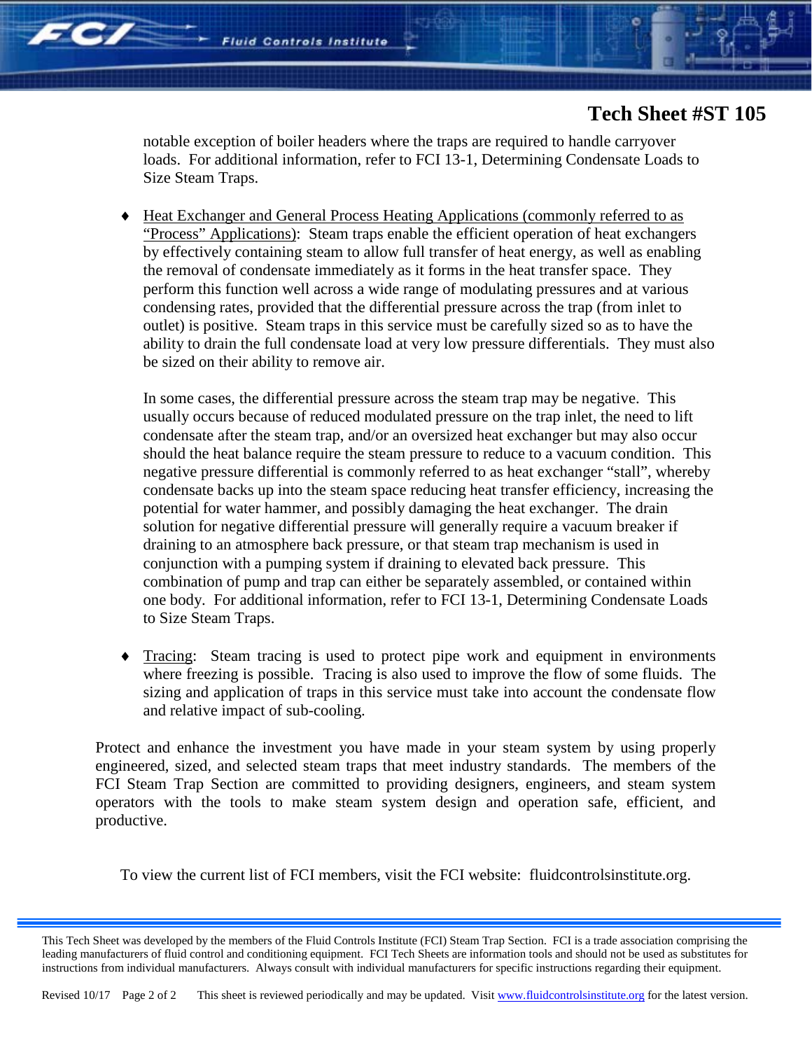notable exception of boiler headers where the traps are required to handle carryover loads. For additional information, refer to FCI 13-1, Determining Condensate Loads to Size Steam Traps.

- Heat Exchanger and General Process Heating Applications (commonly referred to as "Process" Applications): Steam traps enable the efficient operation of heat exchangers by effectively containing steam to allow full transfer of heat energy, as well as enabling the removal of condensate immediately as it forms in the heat transfer space. They perform this function well across a wide range of modulating pressures and at various condensing rates, provided that the differential pressure across the trap (from inlet to outlet) is positive. Steam traps in this service must be carefully sized so as to have the ability to drain the full condensate load at very low pressure differentials. They must also be sized on their ability to remove air.

  In some cases, the differential pressure across the steam trap may be negative. This usually occurs because of reduced modulated pressure on the trap inlet, the need to lift condensate after the steam trap, and/or an oversized heat exchanger but may also occur should the heat balance require the steam pressure to reduce to a vacuum condition. This negative pressure differential is commonly referred to as heat exchanger "stall", whereby condensate backs up into the steam space reducing heat transfer efficiency, increasing the potential for water hammer, and possibly damaging the heat exchanger. The drain solution for negative differential pressure will generally require a vacuum breaker if draining to an atmosphere back pressure, or that steam trap mechanism is used in conjunction with a pumping system if draining to elevated back pressure. This combination of pump and trap can either be separately assembled, or contained within one body. For additional information, refer to FCI 13-1, Determining Condensate Loads to Size Steam Traps.

- Tracing: Steam tracing is used to protect pipe work and equipment in environments where freezing is possible. Tracing is also used to improve the flow of some fluids. The sizing and application of traps in this service must take into account the condensate flow and relative impact of sub-cooling.

Protect and enhance the investment you have made in your steam system by using properly engineered, sized, and selected steam traps that meet industry standards. The members of the FCI Steam Trap Section are committed to providing designers, engineers, and steam system operators with the tools to make steam system design and operation safe, efficient, and productive.

To view the current list of FCI members, visit the FCI website: fluidcontrolsinstitute.org.

---

This Tech Sheet was developed by the members of the Fluid Controls Institute (FCI) Steam Trap Section. FCI is a trade association comprising the leading manufacturers of fluid control and conditioning equipment. FCI Tech Sheets are information tools and should not be used as substitutes for instructions from individual manufacturers. Always consult with individual manufacturers for specific instructions regarding their equipment.

Revised 10/17 This sheet is reviewed periodically and may be updated. Visit www.fluidcontrolsinstitute.org for the latest version.